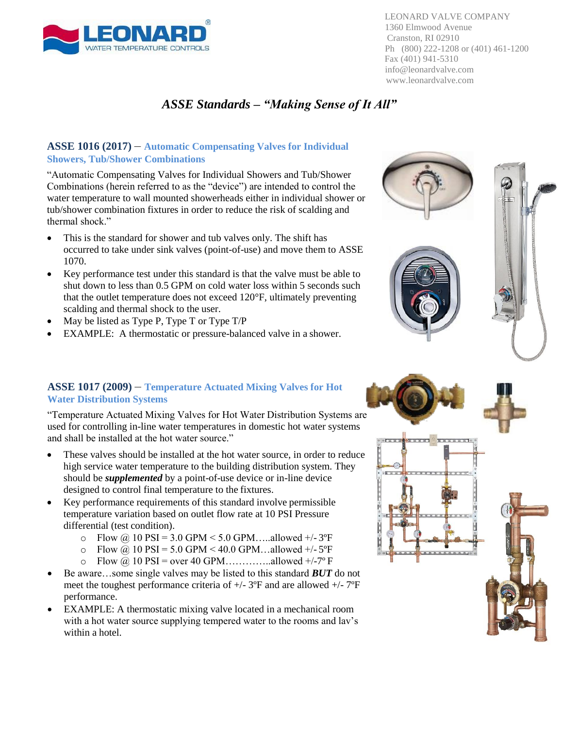LEONARD VALVE COMPANY
1360 Elmwood Avenue
Cranston, RI 02910
Ph (800) 222-1208 or (401) 461-1200
Fax (401) 941-5310
info@leonardvalve.com
www.leonardvalve.com

# *ASSE Standards – "Making Sense of It All"*

## ASSE 1016 (2017) – Automatic Compensating Valves for Individual Showers, Tub/Shower Combinations

"Automatic Compensating Valves for Individual Showers and Tub/Shower Combinations (herein referred to as the "device") are intended to control the water temperature to wall mounted showerheads either in individual shower or tub/shower combination fixtures in order to reduce the risk of scalding and thermal shock."

- This is the standard for shower and tub valves only. The shift has occurred to take under sink valves (point-of-use) and move them to ASSE 1070.
- Key performance test under this standard is that the valve must be able to shut down to less than 0.5 GPM on cold water loss within 5 seconds such that the outlet temperature does not exceed 120°F, ultimately preventing scalding and thermal shock to the user.
- May be listed as Type P, Type T or Type T/P
- EXAMPLE: A thermostatic or pressure-balanced valve in a shower.

## ASSE 1017 (2009) – Temperature Actuated Mixing Valves for Hot Water Distribution Systems

"Temperature Actuated Mixing Valves for Hot Water Distribution Systems are used for controlling in-line water temperatures in domestic hot water systems and shall be installed at the hot water source."

- These valves should be installed at the hot water source, in order to reduce high service water temperature to the building distribution system. They should be ***supplemented*** by a point-of-use device or in-line device designed to control final temperature to the fixtures.
- Key performance requirements of this standard involve permissible temperature variation based on outlet flow rate at 10 PSI Pressure differential (test condition).
  - Flow @ 10 PSI = 3.0 GPM < 5.0 GPM…..allowed +/- 3ºF
  - Flow @ 10 PSI = 5.0 GPM < 40.0 GPM…allowed +/- 5ºF
  - Flow @ 10 PSI = over 40 GPM…………..allowed +/-7º F
- Be aware…some single valves may be listed to this standard ***BUT*** do not meet the toughest performance criteria of +/- 3ºF and are allowed +/- 7ºF performance.
- EXAMPLE: A thermostatic mixing valve located in a mechanical room with a hot water source supplying tempered water to the rooms and lav's within a hotel.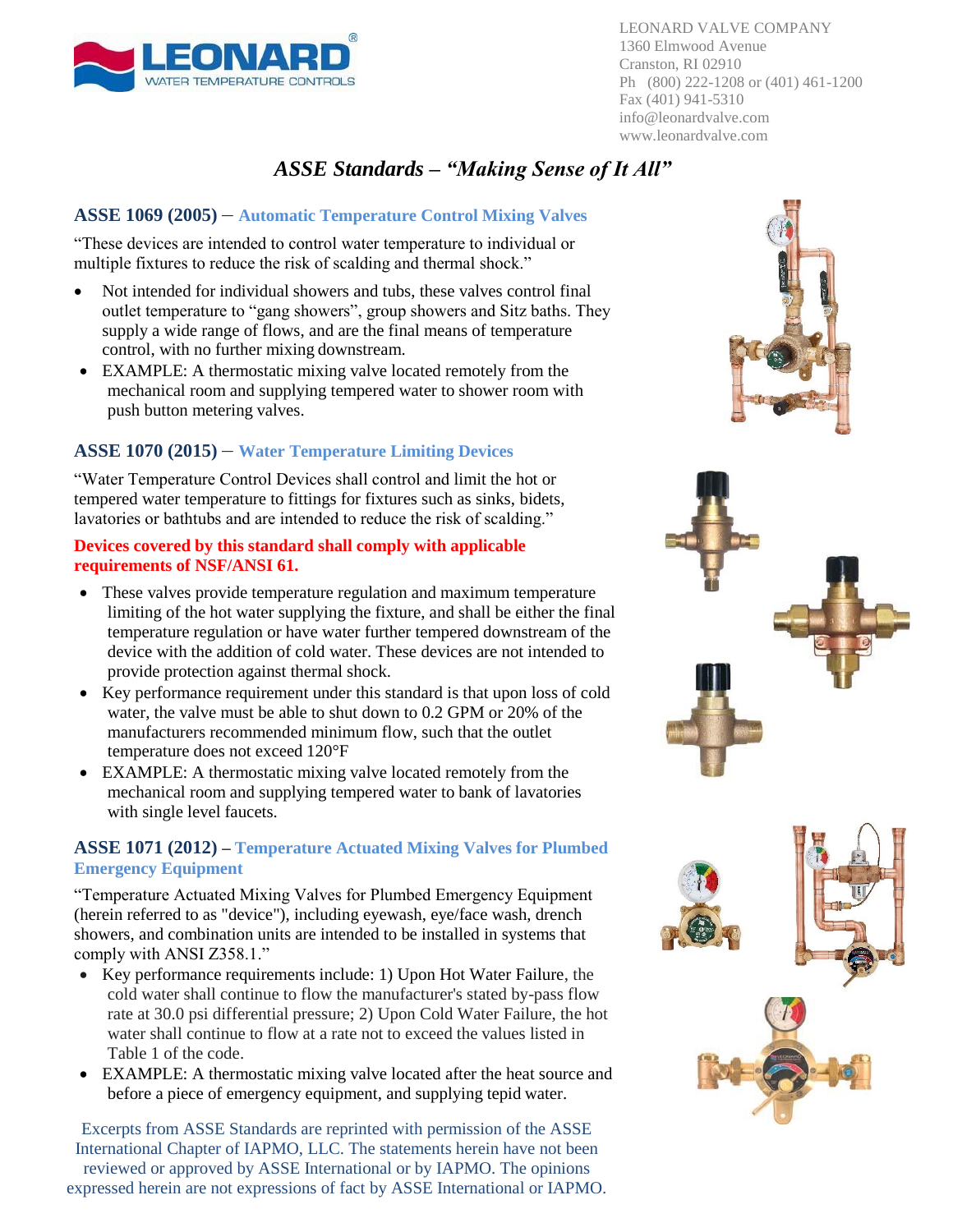LEONARD VALVE COMPANY
1360 Elmwood Avenue
Cranston, RI 02910
Ph (800) 222-1208 or (401) 461-1200
Fax (401) 941-5310
info@leonardvalve.com
www.leonardvalve.com

# *ASSE Standards – "Making Sense of It All"*

### ASSE 1069 (2005) – Automatic Temperature Control Mixing Valves

"These devices are intended to control water temperature to individual or multiple fixtures to reduce the risk of scalding and thermal shock."

- Not intended for individual showers and tubs, these valves control final outlet temperature to "gang showers", group showers and Sitz baths. They supply a wide range of flows, and are the final means of temperature control, with no further mixing downstream.
- EXAMPLE: A thermostatic mixing valve located remotely from the mechanical room and supplying tempered water to shower room with push button metering valves.

### ASSE 1070 (2015) – Water Temperature Limiting Devices

"Water Temperature Control Devices shall control and limit the hot or tempered water temperature to fittings for fixtures such as sinks, bidets, lavatories or bathtubs and are intended to reduce the risk of scalding."

**Devices covered by this standard shall comply with applicable requirements of NSF/ANSI 61.**

- These valves provide temperature regulation and maximum temperature limiting of the hot water supplying the fixture, and shall be either the final temperature regulation or have water further tempered downstream of the device with the addition of cold water. These devices are not intended to provide protection against thermal shock.
- Key performance requirement under this standard is that upon loss of cold water, the valve must be able to shut down to 0.2 GPM or 20% of the manufacturers recommended minimum flow, such that the outlet temperature does not exceed 120°F
- EXAMPLE: A thermostatic mixing valve located remotely from the mechanical room and supplying tempered water to bank of lavatories with single level faucets.

### ASSE 1071 (2012) – Temperature Actuated Mixing Valves for Plumbed Emergency Equipment

"Temperature Actuated Mixing Valves for Plumbed Emergency Equipment (herein referred to as "device"), including eyewash, eye/face wash, drench showers, and combination units are intended to be installed in systems that comply with ANSI Z358.1."

- Key performance requirements include: 1) Upon Hot Water Failure, the cold water shall continue to flow the manufacturer's stated by-pass flow rate at 30.0 psi differential pressure; 2) Upon Cold Water Failure, the hot water shall continue to flow at a rate not to exceed the values listed in Table 1 of the code.
- EXAMPLE: A thermostatic mixing valve located after the heat source and before a piece of emergency equipment, and supplying tepid water.

Excerpts from ASSE Standards are reprinted with permission of the ASSE International Chapter of IAPMO, LLC. The statements herein have not been reviewed or approved by ASSE International or by IAPMO. The opinions expressed herein are not expressions of fact by ASSE International or IAPMO.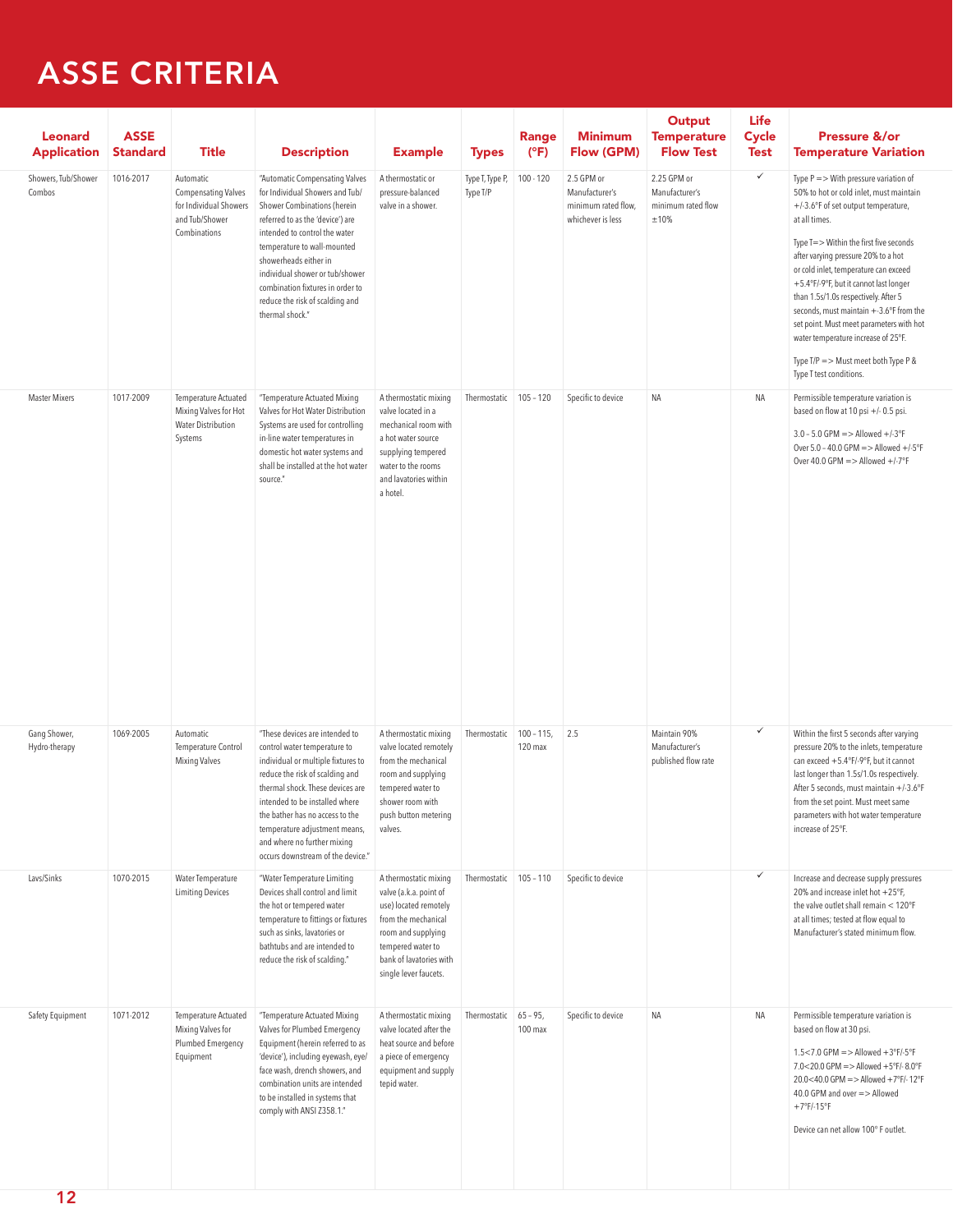# ASSE CRITERIA

| Leonard Application | ASSE Standard | Title | Description | Example | Types | Range (°F) | Minimum Flow (GPM) | Output Temperature Flow Test | Life Cycle Test | Pressure &/or Temperature Variation |
|---|---|---|---|---|---|---|---|---|---|---|
| Showers, Tub/Shower Combos | 1016-2017 | Automatic Compensating Valves for Individual Showers and Tub/Shower Combinations | "Automatic Compensating Valves for Individual Showers and Tub/Shower Combinations (herein referred to as the 'device') are intended to control the water temperature to wall-mounted showerheads either in individual shower or tub/shower combination fixtures in order to reduce the risk of scalding and thermal shock." | A thermostatic or pressure-balanced valve in a shower. | Type T, Type P, Type T/P | 100 - 120 | 2.5 GPM or Manufacturer's minimum rated flow, whichever is less | 2.25 GPM or Manufacturer's minimum rated flow ±10% | ✓ | Type P => With pressure variation of 50% to hot or cold inlet, must maintain +/-3.6°F of set output temperature, at all times. Type T=> Within the first five seconds after varying pressure 20% to a hot or cold inlet, temperature can exceed +5.4°F/-9°F, but it cannot last longer than 1.5s/1.0s respectively. After 5 seconds, must maintain +-3.6°F from the set point. Must meet parameters with hot water temperature increase of 25°F. Type T/P => Must meet both Type P & Type T test conditions. |
| Master Mixers | 1017-2009 | Temperature Actuated Mixing Valves for Hot Water Distribution Systems | "Temperature Actuated Mixing Valves for Hot Water Distribution Systems are used for controlling in-line water temperatures in domestic hot water systems and shall be installed at the hot water source." | A thermostatic mixing valve located in a mechanical room with a hot water source supplying tempered water to the rooms and lavatories within a hotel. | Thermostatic | 105 - 120 | Specific to device | NA | NA | Permissible temperature variation is based on flow at 10 psi +/- 0.5 psi. 3.0 - 5.0 GPM => Allowed +/-3°F Over 5.0 - 40.0 GPM => Allowed +/-5°F Over 40.0 GPM => Allowed +/-7°F |
| Gang Shower, Hydro-therapy | 1069-2005 | Automatic Temperature Control Mixing Valves | "These devices are intended to control water temperature to individual or multiple fixtures to reduce the risk of scalding and thermal shock. These devices are intended to be installed where the bather has no access to the temperature adjustment means, and where no further mixing occurs downstream of the device." | A thermostatic mixing valve located remotely from the mechanical room and supplying tempered water to shower room with push button metering valves. | Thermostatic | 100 - 115, 120 max | 2.5 | Maintain 90% Manufacturer's published flow rate | ✓ | Within the first 5 seconds after varying pressure 20% to the inlets, temperature can exceed +5.4°F/-9°F, but it cannot last longer than 1.5s/1.0s respectively. After 5 seconds, must maintain +/-3.6°F from the set point. Must meet same parameters with hot water temperature increase of 25°F. |
| Lavs/Sinks | 1070-2015 | Water Temperature Limiting Devices | "Water Temperature Limiting Devices shall control and limit the hot or tempered water temperature to fittings or fixtures such as sinks, lavatories or bathtubs and are intended to reduce the risk of scalding." | A thermostatic mixing valve (a.k.a. point of use) located remotely from the mechanical room and supplying tempered water to bank of lavatories with single lever faucets. | Thermostatic | 105 - 110 | Specific to device | | ✓ | Increase and decrease supply pressures 20% and increase inlet hot +25°F, the valve outlet shall remain < 120°F at all times; tested at flow equal to Manufacturer's stated minimum flow. |
| Safety Equipment | 1071-2012 | Temperature Actuated Mixing Valves for Plumbed Emergency Equipment | "Temperature Actuated Mixing Valves for Plumbed Emergency Equipment (herein referred to as 'device'), including eyewash, eye/face wash, drench showers, and combination units are intended to be installed in systems that comply with ANSI Z358.1." | A thermostatic mixing valve located after the heat source and before a piece of emergency equipment and supply tepid water. | Thermostatic | 65 - 95, 100 max | Specific to device | NA | NA | Permissible temperature variation is based on flow at 30 psi. 1.5<7.0 GPM => Allowed +3°F/-5°F 7.0<20.0 GPM => Allowed +5°F/- 8.0°F 20.0<40.0 GPM => Allowed +7°F/-12°F 40.0 GPM and over => Allowed +7°F/-15°F Device can net allow 100° F outlet. |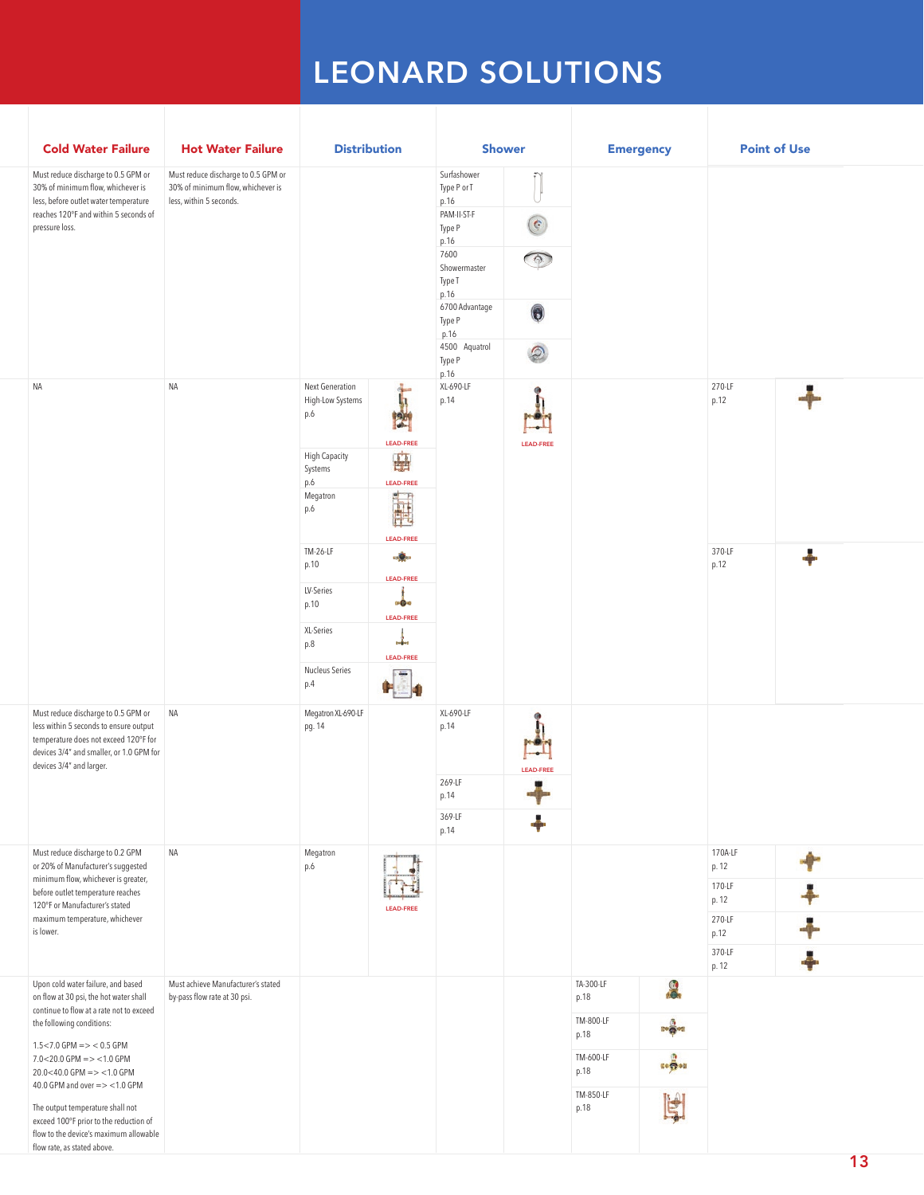# LEONARD SOLUTIONS

| Cold Water Failure | Hot Water Failure | Distribution | Shower | Emergency | Point of Use |
|---|---|---|---|---|---|
| Must reduce discharge to 0.5 GPM or 30% of minimum flow, whichever is less, before outlet water temperature reaches 120°F and within 5 seconds of pressure loss. | Must reduce discharge to 0.5 GPM or 30% of minimum flow, whichever is less, within 5 seconds. | | Surfashower Type P or T p.16<br>PAM-II-ST-F Type P p.16<br>7600 Showermaster Type T p.16<br>6700 Advantage Type P p.16<br>4500 Aquatrol Type P p.16 | | |
| NA | NA | Next Generation High-Low Systems p.6 (LEAD-FREE)<br>High Capacity Systems p.6 (LEAD-FREE)<br>Megatron p.6 (LEAD-FREE)<br>TM-26-LF p.10 (LEAD-FREE)<br>LV-Series p.10 (LEAD-FREE)<br>XL-Series p.8 (LEAD-FREE)<br>Nucleus Series p.4 | XL-690-LF p.14 (LEAD-FREE) | | 270-LF p.12<br>370-LF p.12 |
| Must reduce discharge to 0.5 GPM or less within 5 seconds to ensure output temperature does not exceed 120°F for devices 3/4" and smaller, or 1.0 GPM for devices 3/4" and larger. | NA | Megatron XL-690-LF pg. 14 | XL-690-LF p.14 (LEAD-FREE)<br>269-LF p.14<br>369-LF p.14 | | |
| Must reduce discharge to 0.2 GPM or 20% of Manufacturer's suggested minimum flow, whichever is greater, before outlet temperature reaches 120°F or Manufacturer's stated maximum temperature, whichever is lower. | NA | Megatron p.6 (LEAD-FREE) | | | 170A-LF p. 12<br>170-LF p. 12<br>270-LF p.12<br>370-LF p. 12 |
| Upon cold water failure, and based on flow at 30 psi, the hot water shall continue to flow at a rate not to exceed the following conditions:<br><br>1.5<7.0 GPM => < 0.5 GPM<br>7.0<20.0 GPM => <1.0 GPM<br>20.0<40.0 GPM => <1.0 GPM<br>40.0 GPM and over => <1.0 GPM<br><br>The output temperature shall not exceed 100°F prior to the reduction of flow to the device's maximum allowable flow rate, as stated above. | Must achieve Manufacturer's stated by-pass flow rate at 30 psi. | | | TA-300-LF p.18<br>TM-800-LF p.18<br>TM-600-LF p.18<br>TM-850-LF p.18 | |